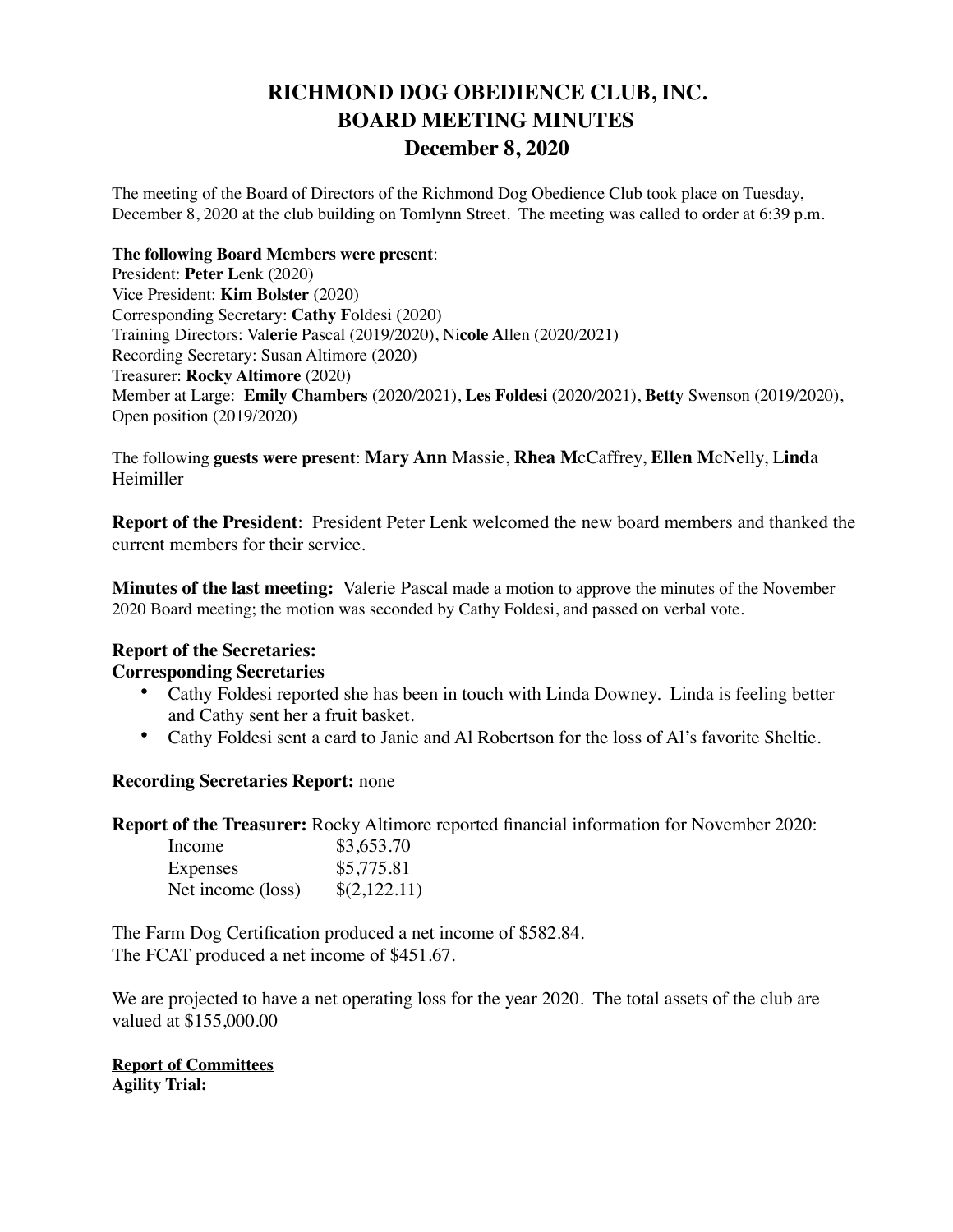# RICHMOND DOG OBEDIENCE CLUB, INC.
# BOARD MEETING MINUTES
# December 8, 2020

The meeting of the Board of Directors of the Richmond Dog Obedience Club took place on Tuesday, December 8, 2020 at the club building on Tomlynn Street. The meeting was called to order at 6:39 p.m.

**The following Board Members were present**:
President: **Peter L**enk (2020)
Vice President: **Kim Bolster** (2020)
Corresponding Secretary: **Cathy F**oldesi (2020)
Training Directors: Val**erie** Pascal (2019/2020), Ni**cole A**llen (2020/2021)
Recording Secretary: Susan Altimore (2020)
Treasurer: **Rocky Altimore** (2020)
Member at Large: **Emily Chambers** (2020/2021), **Les Foldesi** (2020/2021), **Betty** Swenson (2019/2020), Open position (2019/2020)

The following **guests were present**: **Mary Ann** Massie, **Rhea M**cCaffrey, **Ellen M**cNelly, L**ind**a Heimiller

**Report of the President**: President Peter Lenk welcomed the new board members and thanked the current members for their service.

**Minutes of the last meeting:** Valerie Pascal made a motion to approve the minutes of the November 2020 Board meeting; the motion was seconded by Cathy Foldesi, and passed on verbal vote.

**Report of the Secretaries:**
**Corresponding Secretaries**

- Cathy Foldesi reported she has been in touch with Linda Downey. Linda is feeling better and Cathy sent her a fruit basket.
- Cathy Foldesi sent a card to Janie and Al Robertson for the loss of Al's favorite Sheltie.

**Recording Secretaries Report:** none

**Report of the Treasurer:** Rocky Altimore reported financial information for November 2020:

| | |
|---|---|
| Income | $3,653.70 |
| Expenses | $5,775.81 |
| Net income (loss) | $(2,122.11) |

The Farm Dog Certification produced a net income of $582.84.
The FCAT produced a net income of $451.67.

We are projected to have a net operating loss for the year 2020. The total assets of the club are valued at $155,000.00

**Report of Committees**
**Agility Trial:**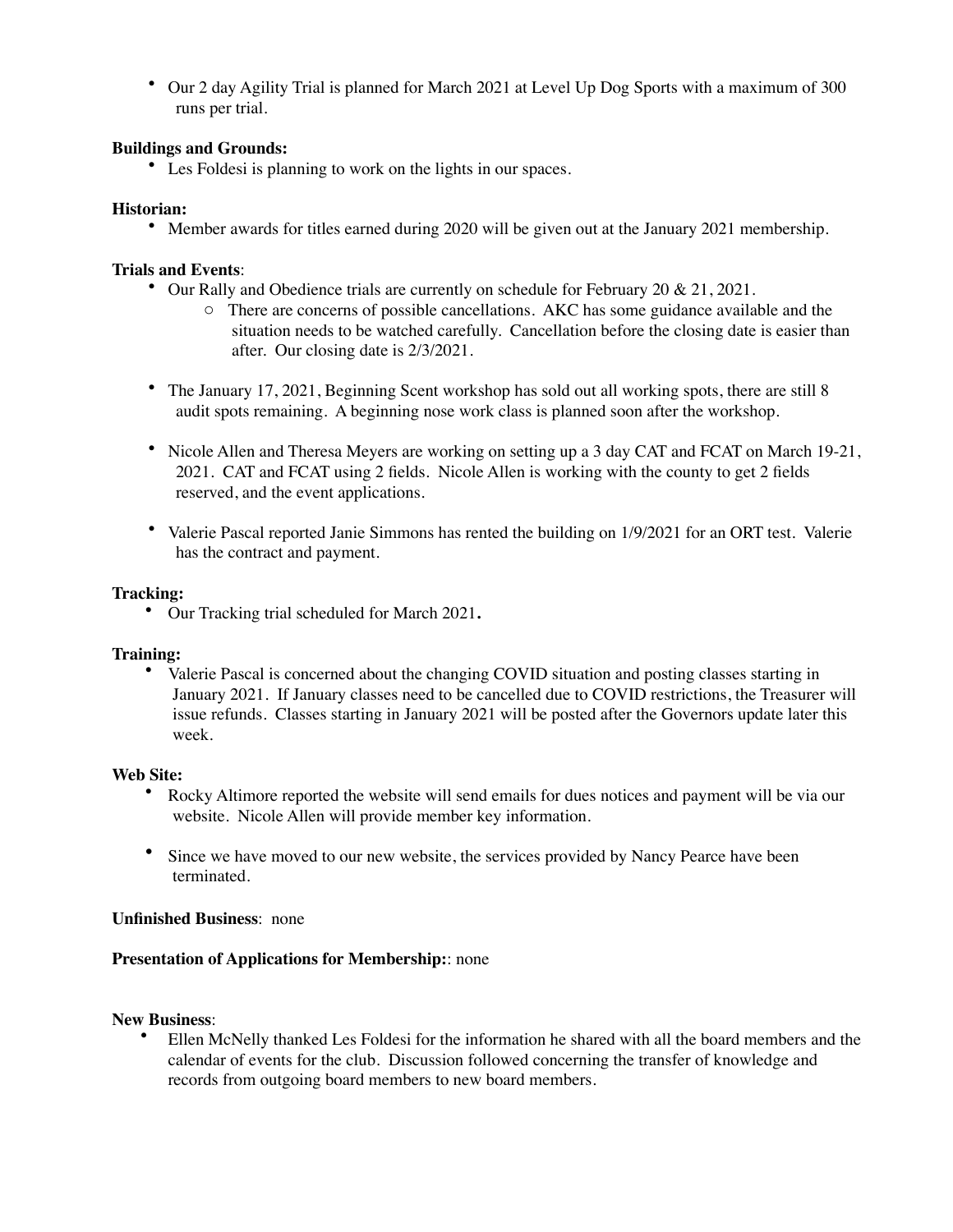- Our 2 day Agility Trial is planned for March 2021 at Level Up Dog Sports with a maximum of 300 runs per trial.

**Buildings and Grounds:**

- Les Foldesi is planning to work on the lights in our spaces.

**Historian:**

- Member awards for titles earned during 2020 will be given out at the January 2021 membership.

**Trials and Events**:

- Our Rally and Obedience trials are currently on schedule for February 20 & 21, 2021.
    - There are concerns of possible cancellations. AKC has some guidance available and the situation needs to be watched carefully. Cancellation before the closing date is easier than after. Our closing date is 2/3/2021.

- The January 17, 2021, Beginning Scent workshop has sold out all working spots, there are still 8 audit spots remaining. A beginning nose work class is planned soon after the workshop.

- Nicole Allen and Theresa Meyers are working on setting up a 3 day CAT and FCAT on March 19-21, 2021. CAT and FCAT using 2 fields. Nicole Allen is working with the county to get 2 fields reserved, and the event applications.

- Valerie Pascal reported Janie Simmons has rented the building on 1/9/2021 for an ORT test. Valerie has the contract and payment.

**Tracking:**

- Our Tracking trial scheduled for March 2021**.**

**Training:**

- Valerie Pascal is concerned about the changing COVID situation and posting classes starting in January 2021. If January classes need to be cancelled due to COVID restrictions, the Treasurer will issue refunds. Classes starting in January 2021 will be posted after the Governors update later this week.

**Web Site:**

- Rocky Altimore reported the website will send emails for dues notices and payment will be via our website. Nicole Allen will provide member key information.

- Since we have moved to our new website, the services provided by Nancy Pearce have been terminated.

**Unfinished Business**: none

**Presentation of Applications for Membership:**: none

**New Business**:

- Ellen McNelly thanked Les Foldesi for the information he shared with all the board members and the calendar of events for the club. Discussion followed concerning the transfer of knowledge and records from outgoing board members to new board members.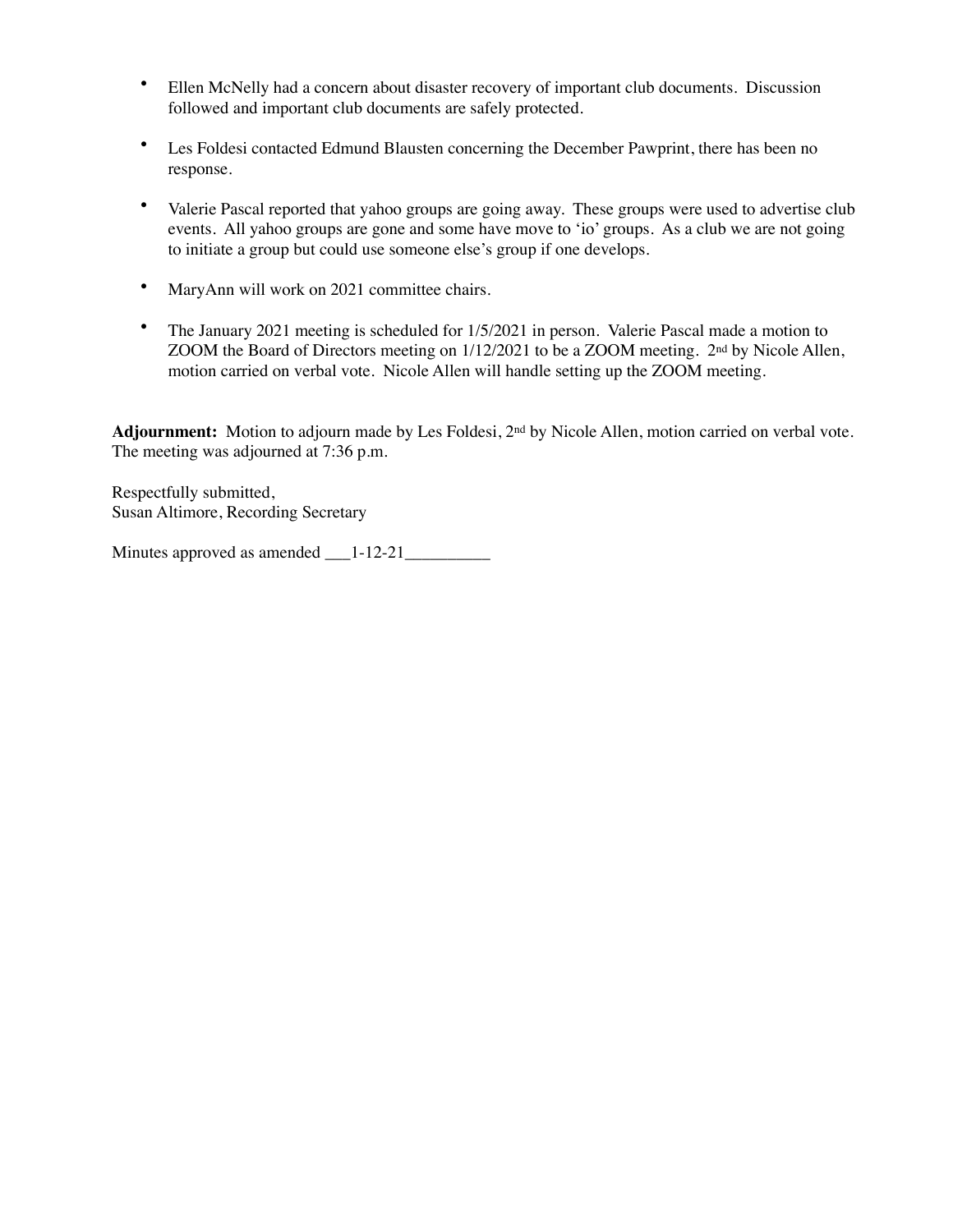- Ellen McNelly had a concern about disaster recovery of important club documents. Discussion followed and important club documents are safely protected.

- Les Foldesi contacted Edmund Blausten concerning the December Pawprint, there has been no response.

- Valerie Pascal reported that yahoo groups are going away. These groups were used to advertise club events. All yahoo groups are gone and some have move to 'io' groups. As a club we are not going to initiate a group but could use someone else's group if one develops.

- MaryAnn will work on 2021 committee chairs.

- The January 2021 meeting is scheduled for 1/5/2021 in person. Valerie Pascal made a motion to ZOOM the Board of Directors meeting on 1/12/2021 to be a ZOOM meeting. 2nd by Nicole Allen, motion carried on verbal vote. Nicole Allen will handle setting up the ZOOM meeting.

**Adjournment:** Motion to adjourn made by Les Foldesi, 2nd by Nicole Allen, motion carried on verbal vote. The meeting was adjourned at 7:36 p.m.

Respectfully submitted,
Susan Altimore, Recording Secretary

Minutes approved as amended ___1-12-21__________